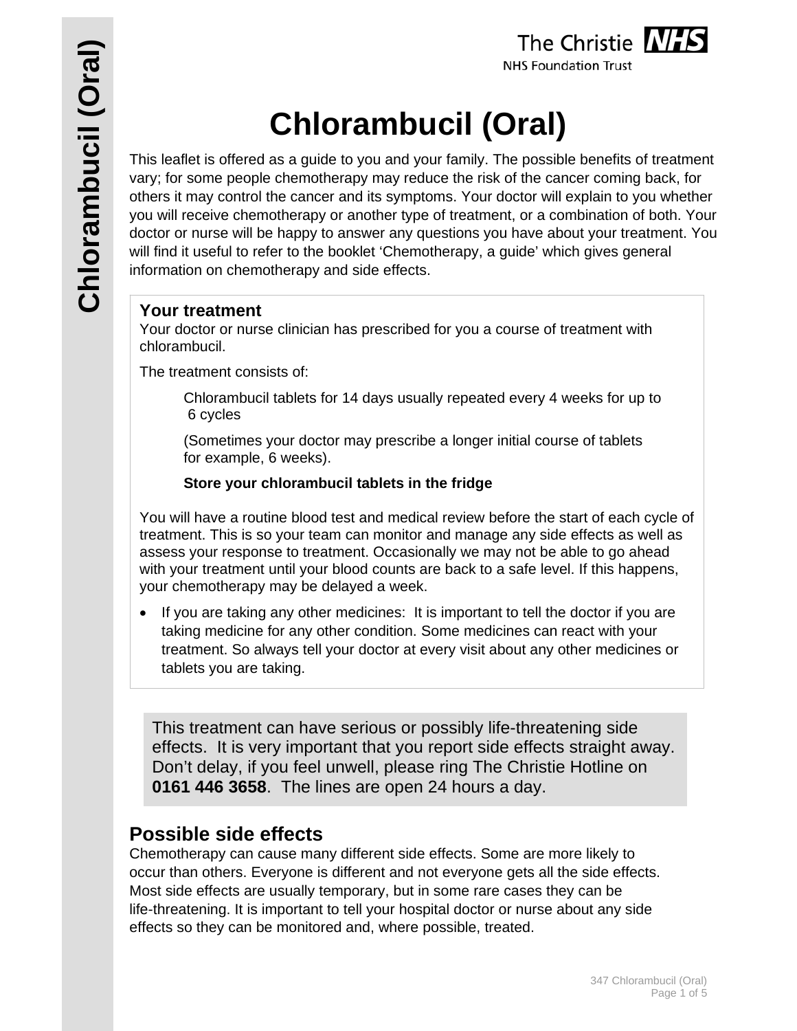# Chlorambucil (Oral)

This leaflet is offered as a guide to you and your family. The possible benefits of treatment vary; for some people chemotherapy may reduce the risk of the cancer coming back, for others it may control the cancer and its symptoms. Your doctor will explain to you whether you will receive chemotherapy or another type of treatment, or a combination of both. Your doctor or nurse will be happy to answer any questions you have about your treatment. You will find it useful to refer to the booklet 'Chemotherapy, a guide' which gives general information on chemotherapy and side effects.

## Your treatment

Your doctor or nurse clinician has prescribed for you a course of treatment with chlorambucil.

The treatment consists of:

> Chlorambucil tablets for 14 days usually repeated every 4 weeks for up to 6 cycles
>
> (Sometimes your doctor may prescribe a longer initial course of tablets for example, 6 weeks).
>
> **Store your chlorambucil tablets in the fridge**

You will have a routine blood test and medical review before the start of each cycle of treatment. This is so your team can monitor and manage any side effects as well as assess your response to treatment. Occasionally we may not be able to go ahead with your treatment until your blood counts are back to a safe level. If this happens, your chemotherapy may be delayed a week.

- If you are taking any other medicines: It is important to tell the doctor if you are taking medicine for any other condition. Some medicines can react with your treatment. So always tell your doctor at every visit about any other medicines or tablets you are taking.

This treatment can have serious or possibly life-threatening side effects. It is very important that you report side effects straight away. Don't delay, if you feel unwell, please ring The Christie Hotline on **0161 446 3658**. The lines are open 24 hours a day.

## Possible side effects

Chemotherapy can cause many different side effects. Some are more likely to occur than others. Everyone is different and not everyone gets all the side effects. Most side effects are usually temporary, but in some rare cases they can be life-threatening. It is important to tell your hospital doctor or nurse about any side effects so they can be monitored and, where possible, treated.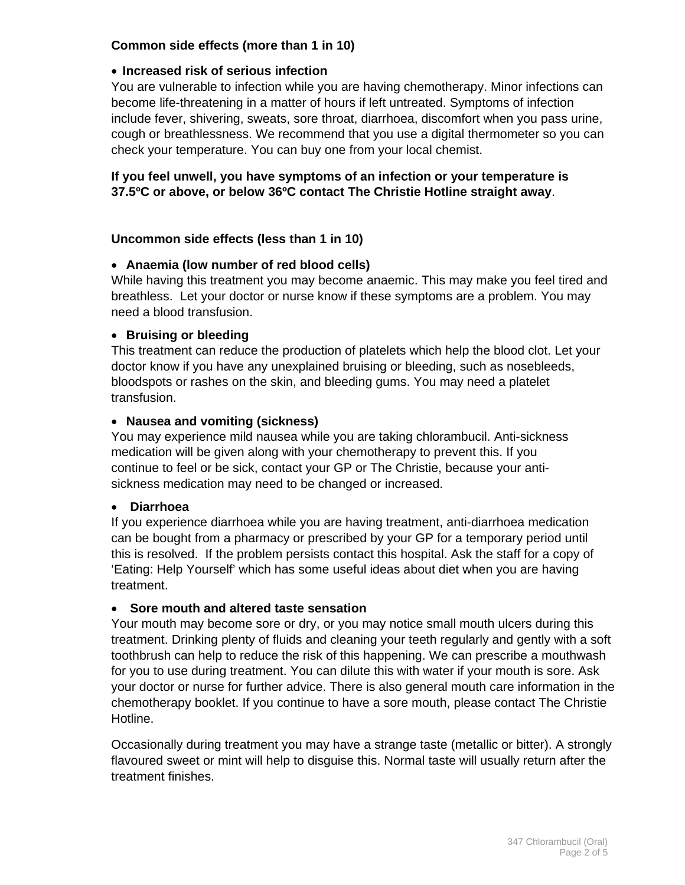**Common side effects (more than 1 in 10)**

- **Increased risk of serious infection**

You are vulnerable to infection while you are having chemotherapy. Minor infections can become life-threatening in a matter of hours if left untreated. Symptoms of infection include fever, shivering, sweats, sore throat, diarrhoea, discomfort when you pass urine, cough or breathlessness. We recommend that you use a digital thermometer so you can check your temperature. You can buy one from your local chemist.

**If you feel unwell, you have symptoms of an infection or your temperature is 37.5ºC or above, or below 36ºC contact The Christie Hotline straight away**.

**Uncommon side effects (less than 1 in 10)**

- **Anaemia (low number of red blood cells)**

While having this treatment you may become anaemic. This may make you feel tired and breathless. Let your doctor or nurse know if these symptoms are a problem. You may need a blood transfusion.

- **Bruising or bleeding**

This treatment can reduce the production of platelets which help the blood clot. Let your doctor know if you have any unexplained bruising or bleeding, such as nosebleeds, bloodspots or rashes on the skin, and bleeding gums. You may need a platelet transfusion.

- **Nausea and vomiting (sickness)**

You may experience mild nausea while you are taking chlorambucil. Anti-sickness medication will be given along with your chemotherapy to prevent this. If you continue to feel or be sick, contact your GP or The Christie, because your anti-sickness medication may need to be changed or increased.

- **Diarrhoea**

If you experience diarrhoea while you are having treatment, anti-diarrhoea medication can be bought from a pharmacy or prescribed by your GP for a temporary period until this is resolved. If the problem persists contact this hospital. Ask the staff for a copy of 'Eating: Help Yourself' which has some useful ideas about diet when you are having treatment.

- **Sore mouth and altered taste sensation**

Your mouth may become sore or dry, or you may notice small mouth ulcers during this treatment. Drinking plenty of fluids and cleaning your teeth regularly and gently with a soft toothbrush can help to reduce the risk of this happening. We can prescribe a mouthwash for you to use during treatment. You can dilute this with water if your mouth is sore. Ask your doctor or nurse for further advice. There is also general mouth care information in the chemotherapy booklet. If you continue to have a sore mouth, please contact The Christie Hotline.

Occasionally during treatment you may have a strange taste (metallic or bitter). A strongly flavoured sweet or mint will help to disguise this. Normal taste will usually return after the treatment finishes.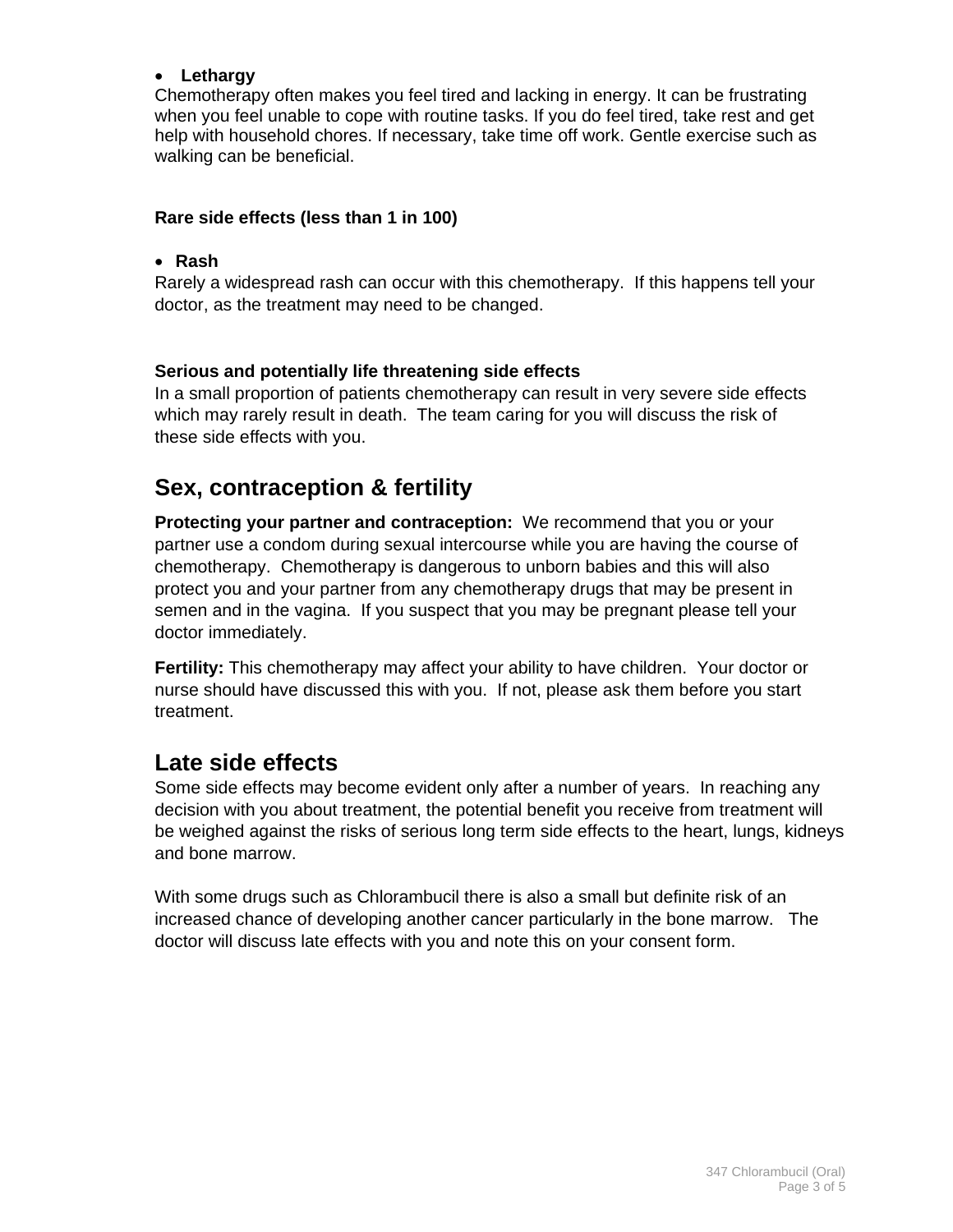- **Lethargy**

Chemotherapy often makes you feel tired and lacking in energy. It can be frustrating when you feel unable to cope with routine tasks. If you do feel tired, take rest and get help with household chores. If necessary, take time off work. Gentle exercise such as walking can be beneficial.

**Rare side effects (less than 1 in 100)**

- **Rash**

Rarely a widespread rash can occur with this chemotherapy. If this happens tell your doctor, as the treatment may need to be changed.

**Serious and potentially life threatening side effects**

In a small proportion of patients chemotherapy can result in very severe side effects which may rarely result in death. The team caring for you will discuss the risk of these side effects with you.

## Sex, contraception & fertility

**Protecting your partner and contraception:** We recommend that you or your partner use a condom during sexual intercourse while you are having the course of chemotherapy. Chemotherapy is dangerous to unborn babies and this will also protect you and your partner from any chemotherapy drugs that may be present in semen and in the vagina. If you suspect that you may be pregnant please tell your doctor immediately.

**Fertility:** This chemotherapy may affect your ability to have children. Your doctor or nurse should have discussed this with you. If not, please ask them before you start treatment.

## Late side effects

Some side effects may become evident only after a number of years. In reaching any decision with you about treatment, the potential benefit you receive from treatment will be weighed against the risks of serious long term side effects to the heart, lungs, kidneys and bone marrow.

With some drugs such as Chlorambucil there is also a small but definite risk of an increased chance of developing another cancer particularly in the bone marrow. The doctor will discuss late effects with you and note this on your consent form.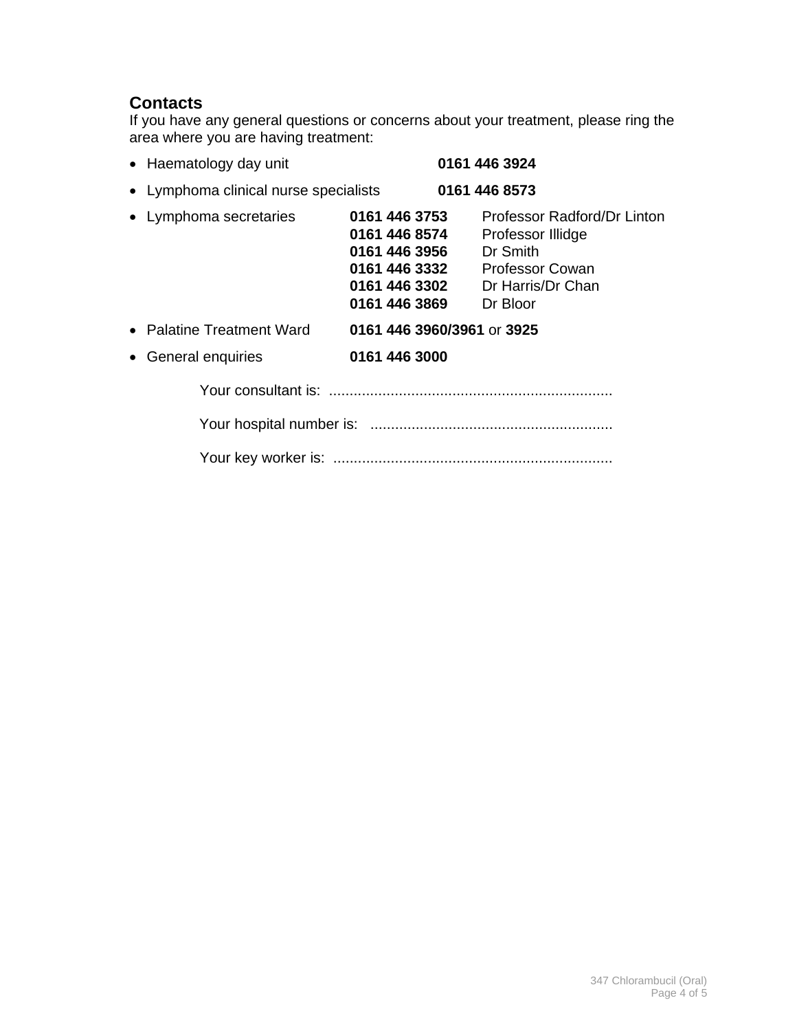## Contacts

If you have any general questions or concerns about your treatment, please ring the area where you are having treatment:

- Haematology day unit **0161 446 3924**
- Lymphoma clinical nurse specialists **0161 446 8573**
- Lymphoma secretaries
  - **0161 446 3753** Professor Radford/Dr Linton
  - **0161 446 8574** Professor Illidge
  - **0161 446 3956** Dr Smith
  - **0161 446 3332** Professor Cowan
  - **0161 446 3302** Dr Harris/Dr Chan
  - **0161 446 3869** Dr Bloor
- Palatine Treatment Ward **0161 446 3960/3961** or **3925**
- General enquiries **0161 446 3000**

Your consultant is: .....................................................................

Your hospital number is: ...........................................................

Your key worker is: ....................................................................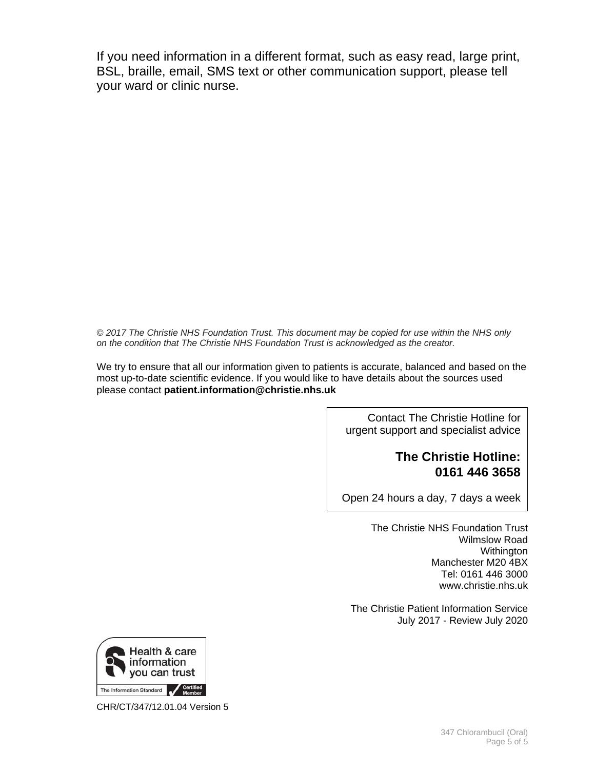If you need information in a different format, such as easy read, large print, BSL, braille, email, SMS text or other communication support, please tell your ward or clinic nurse.

*© 2017 The Christie NHS Foundation Trust. This document may be copied for use within the NHS only on the condition that The Christie NHS Foundation Trust is acknowledged as the creator.*

We try to ensure that all our information given to patients is accurate, balanced and based on the most up-to-date scientific evidence. If you would like to have details about the sources used please contact **patient.information@christie.nhs.uk**

Contact The Christie Hotline for urgent support and specialist advice

**The Christie Hotline: 0161 446 3658**

Open 24 hours a day, 7 days a week

The Christie NHS Foundation Trust
Wilmslow Road
Withington
Manchester M20 4BX
Tel: 0161 446 3000
www.christie.nhs.uk

The Christie Patient Information Service
July 2017 - Review July 2020

Health & care information you can trust

The Information Standard Certified Member

CHR/CT/347/12.01.04 Version 5

347 Chlorambucil (Oral)